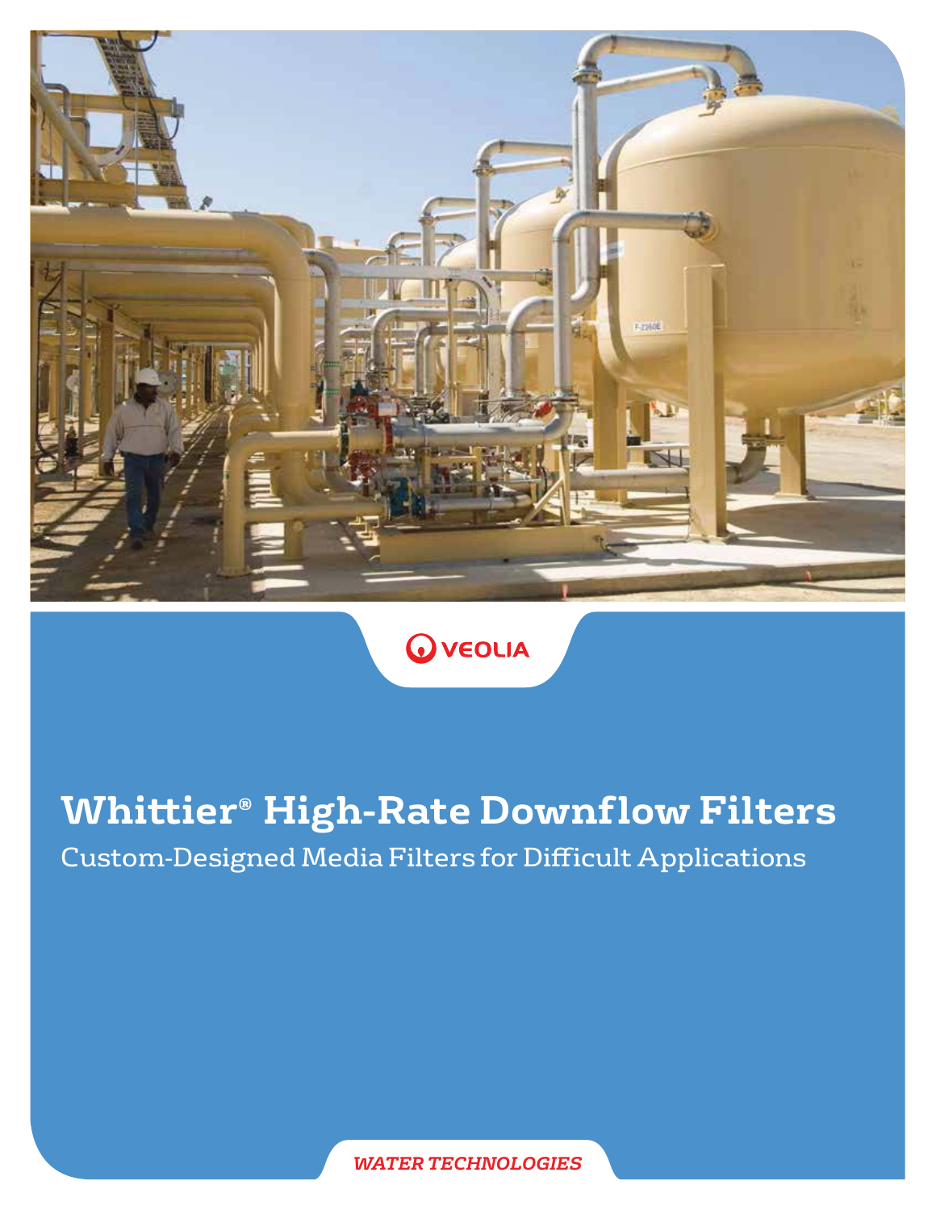VEOLIA

# Whittier® High-Rate Downflow Filters

Custom-Designed Media Filters for Difficult Applications

*WATER TECHNOLOGIES*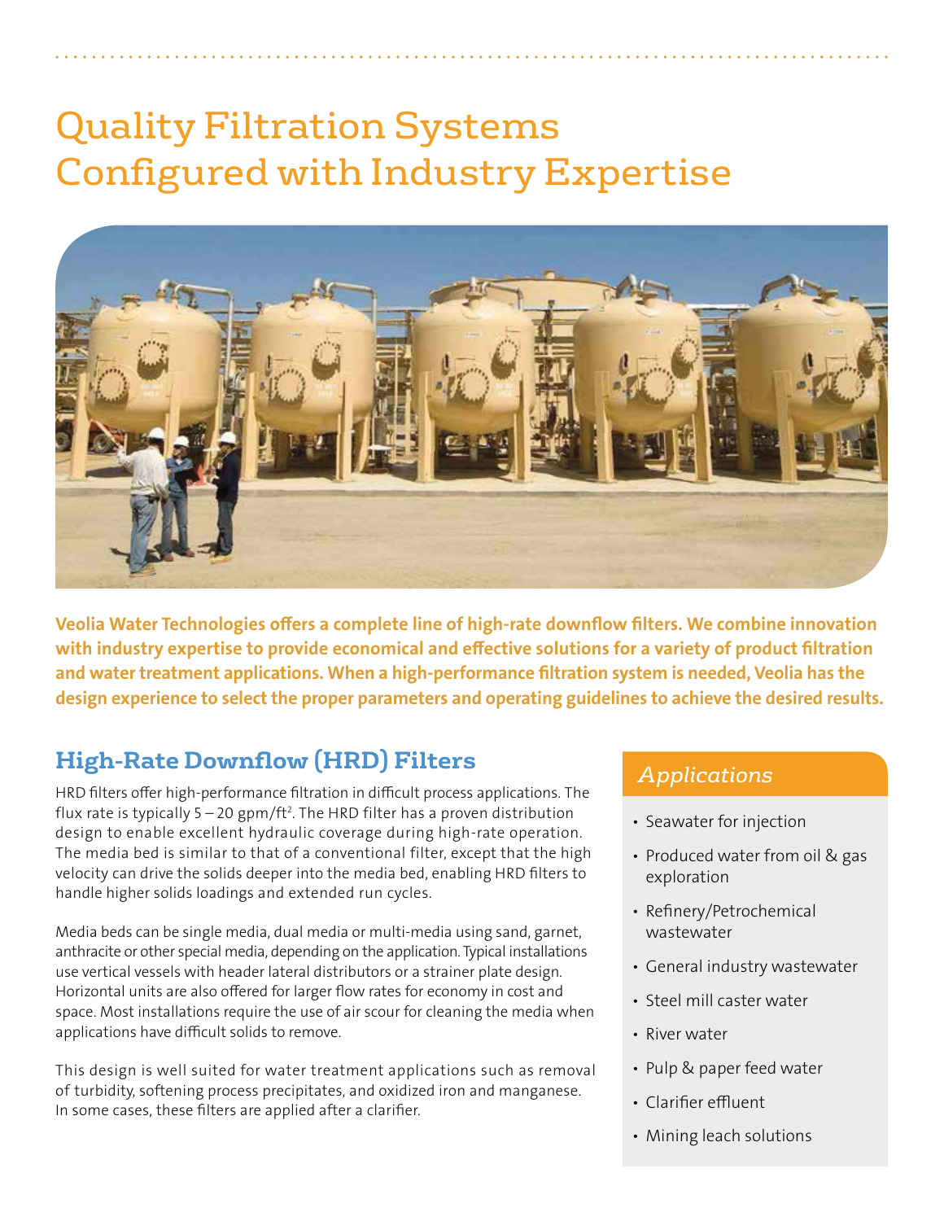# Quality Filtration Systems Configured with Industry Expertise

**Veolia Water Technologies offers a complete line of high-rate downflow filters. We combine innovation with industry expertise to provide economical and effective solutions for a variety of product filtration and water treatment applications. When a high-performance filtration system is needed, Veolia has the design experience to select the proper parameters and operating guidelines to achieve the desired results.**

## High-Rate Downflow (HRD) Filters

HRD filters offer high-performance filtration in difficult process applications. The flux rate is typically 5 – 20 gpm/ft$^2$. The HRD filter has a proven distribution design to enable excellent hydraulic coverage during high-rate operation. The media bed is similar to that of a conventional filter, except that the high velocity can drive the solids deeper into the media bed, enabling HRD filters to handle higher solids loadings and extended run cycles.

Media beds can be single media, dual media or multi-media using sand, garnet, anthracite or other special media, depending on the application. Typical installations use vertical vessels with header lateral distributors or a strainer plate design. Horizontal units are also offered for larger flow rates for economy in cost and space. Most installations require the use of air scour for cleaning the media when applications have difficult solids to remove.

This design is well suited for water treatment applications such as removal of turbidity, softening process precipitates, and oxidized iron and manganese. In some cases, these filters are applied after a clarifier.

### *Applications*

- Seawater for injection
- Produced water from oil & gas exploration
- Refinery/Petrochemical wastewater
- General industry wastewater
- Steel mill caster water
- River water
- Pulp & paper feed water
- Clarifier effluent
- Mining leach solutions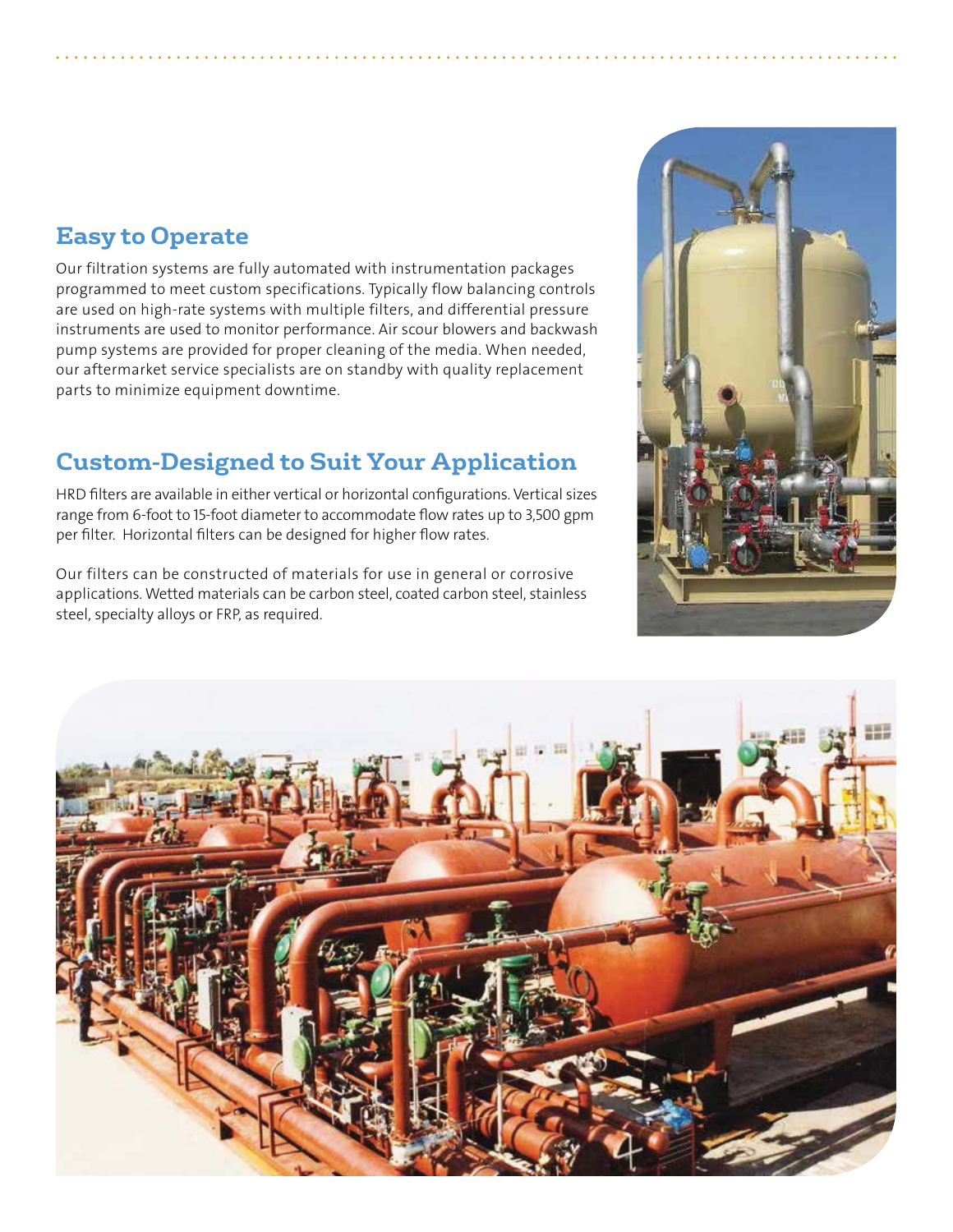## Easy to Operate

Our filtration systems are fully automated with instrumentation packages programmed to meet custom specifications. Typically flow balancing controls are used on high-rate systems with multiple filters, and differential pressure instruments are used to monitor performance. Air scour blowers and backwash pump systems are provided for proper cleaning of the media. When needed, our aftermarket service specialists are on standby with quality replacement parts to minimize equipment downtime.

## Custom-Designed to Suit Your Application

HRD filters are available in either vertical or horizontal configurations. Vertical sizes range from 6-foot to 15-foot diameter to accommodate flow rates up to 3,500 gpm per filter. Horizontal filters can be designed for higher flow rates.

Our filters can be constructed of materials for use in general or corrosive applications. Wetted materials can be carbon steel, coated carbon steel, stainless steel, specialty alloys or FRP, as required.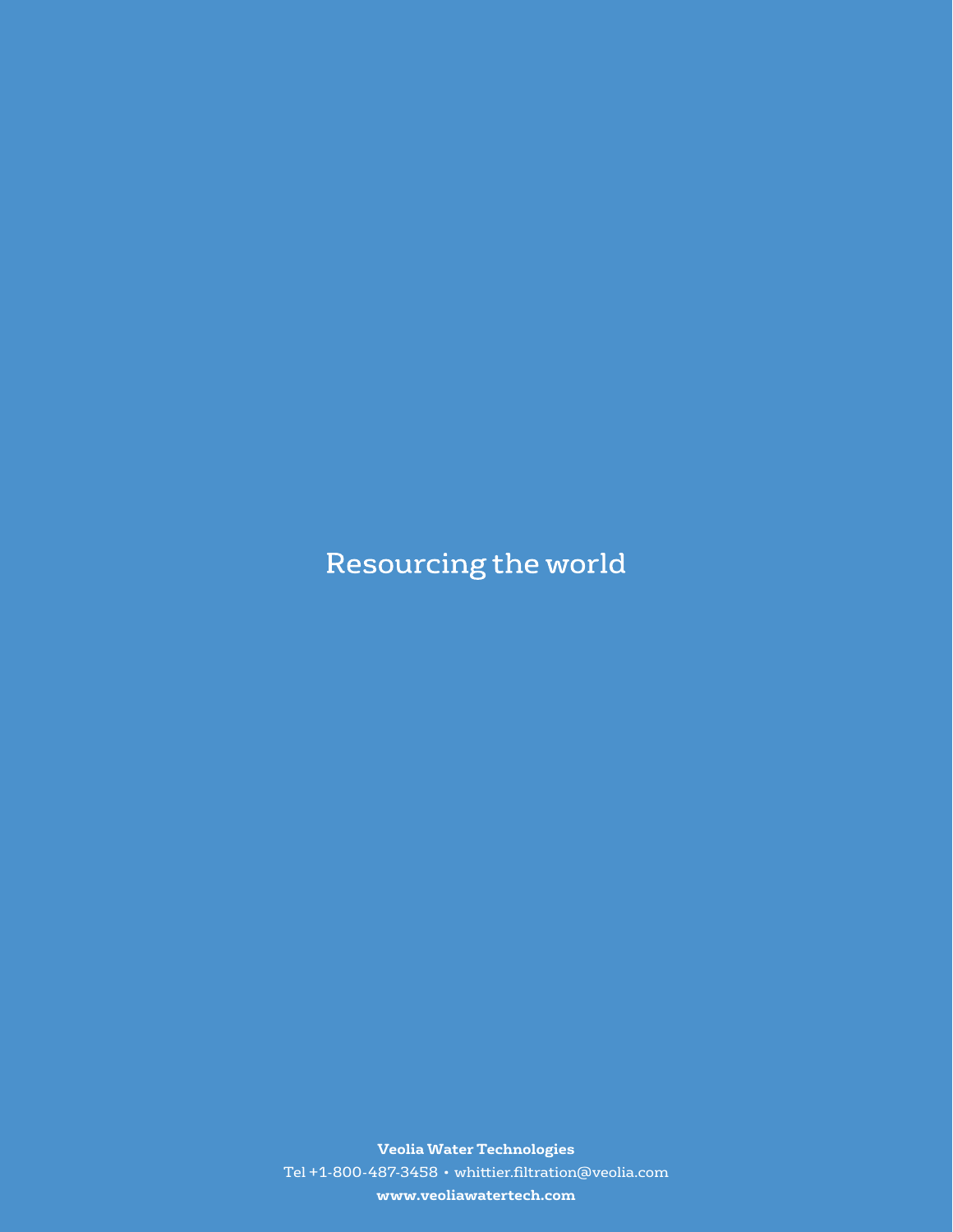Resourcing the world

**Veolia Water Technologies**

Tel +1-800-487-3458 • whittier.filtration@veolia.com

**www.veoliawatertech.com**